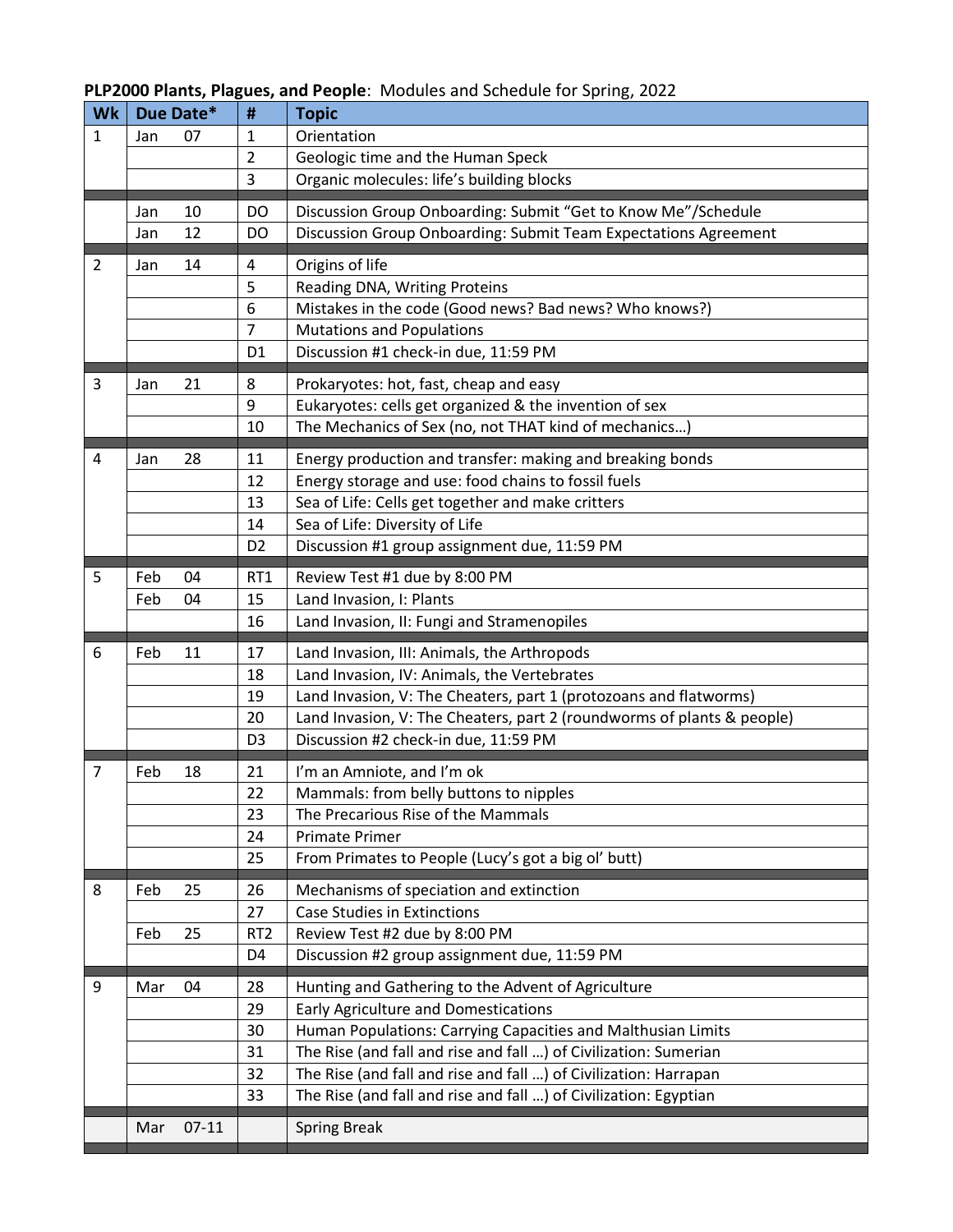**PLP2000 Plants, Plagues, and People**: Modules and Schedule for Spring, 2022

| Wk | Due Date* | # | Topic |
|---|---|---|---|
| 1 | Jan 07 | 1 | Orientation |
| | | 2 | Geologic time and the Human Speck |
| | | 3 | Organic molecules: life's building blocks |
| | Jan 10 | DO | Discussion Group Onboarding: Submit "Get to Know Me"/Schedule |
| | Jan 12 | DO | Discussion Group Onboarding: Submit Team Expectations Agreement |
| 2 | Jan 14 | 4 | Origins of life |
| | | 5 | Reading DNA, Writing Proteins |
| | | 6 | Mistakes in the code (Good news? Bad news? Who knows?) |
| | | 7 | Mutations and Populations |
| | | D1 | Discussion #1 check-in due, 11:59 PM |
| 3 | Jan 21 | 8 | Prokaryotes: hot, fast, cheap and easy |
| | | 9 | Eukaryotes: cells get organized & the invention of sex |
| | | 10 | The Mechanics of Sex (no, not THAT kind of mechanics…) |
| 4 | Jan 28 | 11 | Energy production and transfer: making and breaking bonds |
| | | 12 | Energy storage and use: food chains to fossil fuels |
| | | 13 | Sea of Life: Cells get together and make critters |
| | | 14 | Sea of Life: Diversity of Life |
| | | D2 | Discussion #1 group assignment due, 11:59 PM |
| 5 | Feb 04 | RT1 | Review Test #1 due by 8:00 PM |
| | Feb 04 | 15 | Land Invasion, I: Plants |
| | | 16 | Land Invasion, II: Fungi and Stramenopiles |
| 6 | Feb 11 | 17 | Land Invasion, III: Animals, the Arthropods |
| | | 18 | Land Invasion, IV: Animals, the Vertebrates |
| | | 19 | Land Invasion, V: The Cheaters, part 1 (protozoans and flatworms) |
| | | 20 | Land Invasion, V: The Cheaters, part 2 (roundworms of plants & people) |
| | | D3 | Discussion #2 check-in due, 11:59 PM |
| 7 | Feb 18 | 21 | I'm an Amniote, and I'm ok |
| | | 22 | Mammals: from belly buttons to nipples |
| | | 23 | The Precarious Rise of the Mammals |
| | | 24 | Primate Primer |
| | | 25 | From Primates to People (Lucy's got a big ol' butt) |
| 8 | Feb 25 | 26 | Mechanisms of speciation and extinction |
| | | 27 | Case Studies in Extinctions |
| | Feb 25 | RT2 | Review Test #2 due by 8:00 PM |
| | | D4 | Discussion #2 group assignment due, 11:59 PM |
| 9 | Mar 04 | 28 | Hunting and Gathering to the Advent of Agriculture |
| | | 29 | Early Agriculture and Domestications |
| | | 30 | Human Populations: Carrying Capacities and Malthusian Limits |
| | | 31 | The Rise (and fall and rise and fall …) of Civilization: Sumerian |
| | | 32 | The Rise (and fall and rise and fall …) of Civilization: Harrapan |
| | | 33 | The Rise (and fall and rise and fall …) of Civilization: Egyptian |
| | Mar 07-11 | | Spring Break |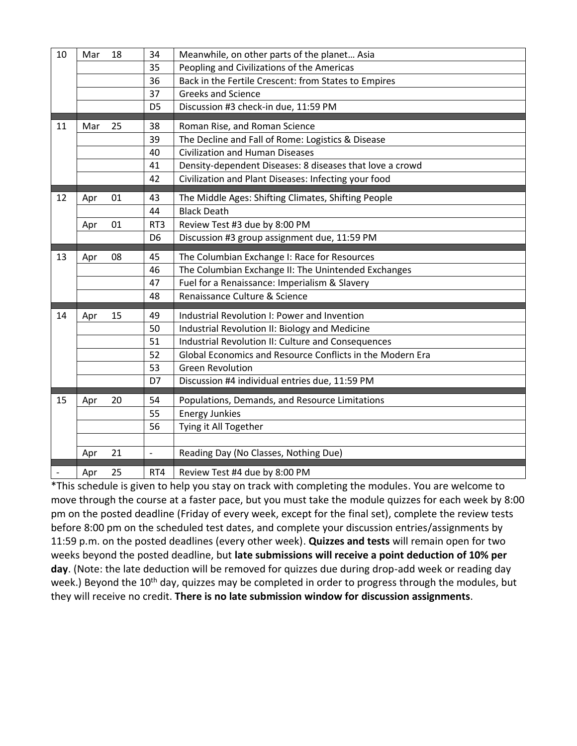| | | | |
|---|---|---|---|
| 10 | Mar 18 | 34 | Meanwhile, on other parts of the planet… Asia |
| | | 35 | Peopling and Civilizations of the Americas |
| | | 36 | Back in the Fertile Crescent: from States to Empires |
| | | 37 | Greeks and Science |
| | | D5 | Discussion #3 check-in due, 11:59 PM |
| 11 | Mar 25 | 38 | Roman Rise, and Roman Science |
| | | 39 | The Decline and Fall of Rome: Logistics & Disease |
| | | 40 | Civilization and Human Diseases |
| | | 41 | Density-dependent Diseases: 8 diseases that love a crowd |
| | | 42 | Civilization and Plant Diseases: Infecting your food |
| 12 | Apr 01 | 43 | The Middle Ages: Shifting Climates, Shifting People |
| | | 44 | Black Death |
| | Apr 01 | RT3 | Review Test #3 due by 8:00 PM |
| | | D6 | Discussion #3 group assignment due, 11:59 PM |
| 13 | Apr 08 | 45 | The Columbian Exchange I: Race for Resources |
| | | 46 | The Columbian Exchange II: The Unintended Exchanges |
| | | 47 | Fuel for a Renaissance: Imperialism & Slavery |
| | | 48 | Renaissance Culture & Science |
| 14 | Apr 15 | 49 | Industrial Revolution I: Power and Invention |
| | | 50 | Industrial Revolution II: Biology and Medicine |
| | | 51 | Industrial Revolution II: Culture and Consequences |
| | | 52 | Global Economics and Resource Conflicts in the Modern Era |
| | | 53 | Green Revolution |
| | | D7 | Discussion #4 individual entries due, 11:59 PM |
| 15 | Apr 20 | 54 | Populations, Demands, and Resource Limitations |
| | | 55 | Energy Junkies |
| | | 56 | Tying it All Together |
| | | | |
| | Apr 21 | - | Reading Day (No Classes, Nothing Due) |
| - | Apr 25 | RT4 | Review Test #4 due by 8:00 PM |

*This schedule is given to help you stay on track with completing the modules. You are welcome to move through the course at a faster pace, but you must take the module quizzes for each week by 8:00 pm on the posted deadline (Friday of every week, except for the final set), complete the review tests before 8:00 pm on the scheduled test dates, and complete your discussion entries/assignments by 11:59 p.m. on the posted deadlines (every other week). **Quizzes and tests** will remain open for two weeks beyond the posted deadline, but **late submissions will receive a point deduction of 10% per day**. (Note: the late deduction will be removed for quizzes due during drop-add week or reading day week.) Beyond the 10th day, quizzes may be completed in order to progress through the modules, but they will receive no credit. **There is no late submission window for discussion assignments**.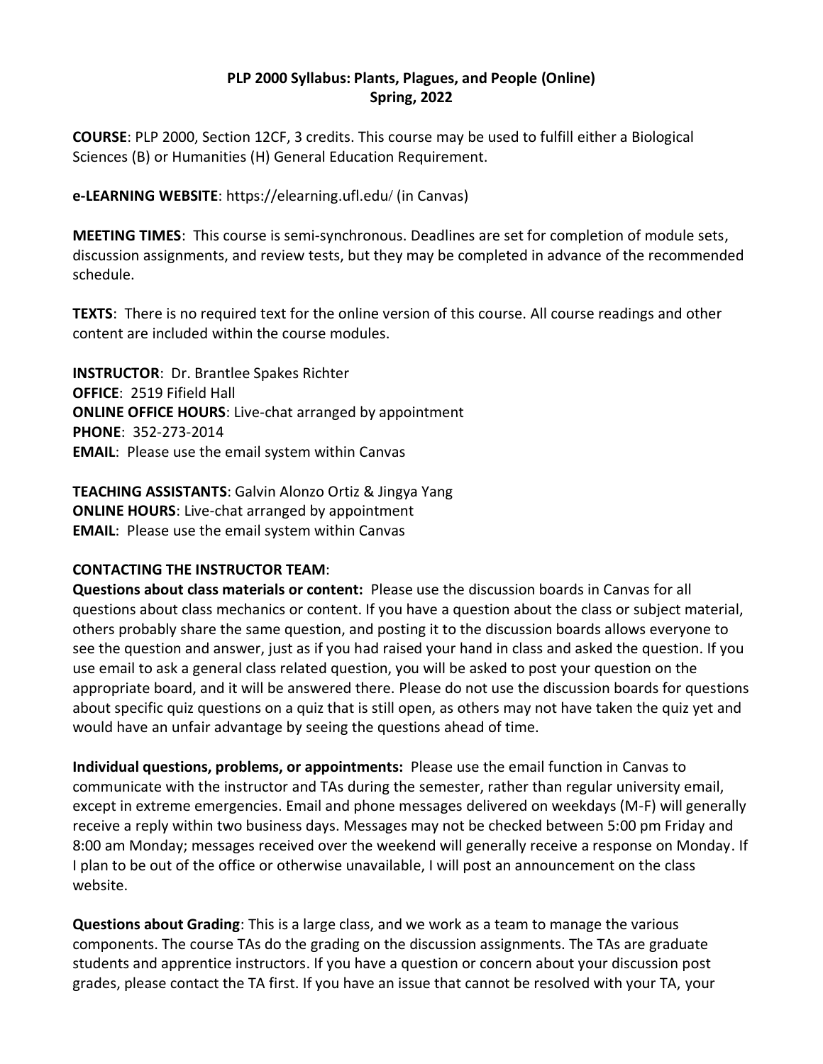# PLP 2000 Syllabus: Plants, Plagues, and People (Online)
## Spring, 2022

**COURSE**: PLP 2000, Section 12CF, 3 credits. This course may be used to fulfill either a Biological Sciences (B) or Humanities (H) General Education Requirement.

**e-LEARNING WEBSITE**: https://elearning.ufl.edu/ (in Canvas)

**MEETING TIMES**: This course is semi-synchronous. Deadlines are set for completion of module sets, discussion assignments, and review tests, but they may be completed in advance of the recommended schedule.

**TEXTS**: There is no required text for the online version of this course. All course readings and other content are included within the course modules.

**INSTRUCTOR**: Dr. Brantlee Spakes Richter
**OFFICE**: 2519 Fifield Hall
**ONLINE OFFICE HOURS**: Live-chat arranged by appointment
**PHONE**: 352-273-2014
**EMAIL**: Please use the email system within Canvas

**TEACHING ASSISTANTS**: Galvin Alonzo Ortiz & Jingya Yang
**ONLINE HOURS**: Live-chat arranged by appointment
**EMAIL**: Please use the email system within Canvas

**CONTACTING THE INSTRUCTOR TEAM**:

**Questions about class materials or content:** Please use the discussion boards in Canvas for all questions about class mechanics or content. If you have a question about the class or subject material, others probably share the same question, and posting it to the discussion boards allows everyone to see the question and answer, just as if you had raised your hand in class and asked the question. If you use email to ask a general class related question, you will be asked to post your question on the appropriate board, and it will be answered there. Please do not use the discussion boards for questions about specific quiz questions on a quiz that is still open, as others may not have taken the quiz yet and would have an unfair advantage by seeing the questions ahead of time.

**Individual questions, problems, or appointments:** Please use the email function in Canvas to communicate with the instructor and TAs during the semester, rather than regular university email, except in extreme emergencies. Email and phone messages delivered on weekdays (M-F) will generally receive a reply within two business days. Messages may not be checked between 5:00 pm Friday and 8:00 am Monday; messages received over the weekend will generally receive a response on Monday. If I plan to be out of the office or otherwise unavailable, I will post an announcement on the class website.

**Questions about Grading**: This is a large class, and we work as a team to manage the various components. The course TAs do the grading on the discussion assignments. The TAs are graduate students and apprentice instructors. If you have a question or concern about your discussion post grades, please contact the TA first. If you have an issue that cannot be resolved with your TA, your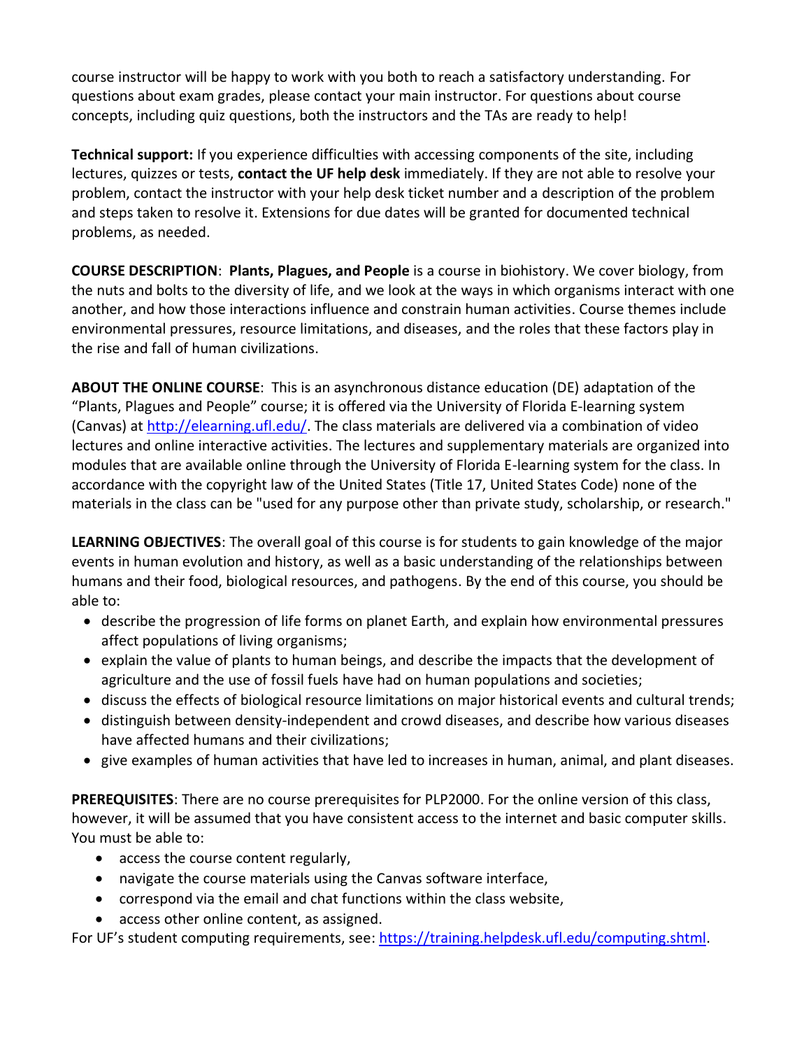course instructor will be happy to work with you both to reach a satisfactory understanding. For questions about exam grades, please contact your main instructor. For questions about course concepts, including quiz questions, both the instructors and the TAs are ready to help!

**Technical support:** If you experience difficulties with accessing components of the site, including lectures, quizzes or tests, **contact the UF help desk** immediately. If they are not able to resolve your problem, contact the instructor with your help desk ticket number and a description of the problem and steps taken to resolve it. Extensions for due dates will be granted for documented technical problems, as needed.

**COURSE DESCRIPTION**: **Plants, Plagues, and People** is a course in biohistory. We cover biology, from the nuts and bolts to the diversity of life, and we look at the ways in which organisms interact with one another, and how those interactions influence and constrain human activities. Course themes include environmental pressures, resource limitations, and diseases, and the roles that these factors play in the rise and fall of human civilizations.

**ABOUT THE ONLINE COURSE**: This is an asynchronous distance education (DE) adaptation of the "Plants, Plagues and People" course; it is offered via the University of Florida E-learning system (Canvas) at [http://elearning.ufl.edu/](http://elearning.ufl.edu/). The class materials are delivered via a combination of video lectures and online interactive activities. The lectures and supplementary materials are organized into modules that are available online through the University of Florida E-learning system for the class. In accordance with the copyright law of the United States (Title 17, United States Code) none of the materials in the class can be "used for any purpose other than private study, scholarship, or research."

**LEARNING OBJECTIVES**: The overall goal of this course is for students to gain knowledge of the major events in human evolution and history, as well as a basic understanding of the relationships between humans and their food, biological resources, and pathogens. By the end of this course, you should be able to:

- describe the progression of life forms on planet Earth, and explain how environmental pressures affect populations of living organisms;
- explain the value of plants to human beings, and describe the impacts that the development of agriculture and the use of fossil fuels have had on human populations and societies;
- discuss the effects of biological resource limitations on major historical events and cultural trends;
- distinguish between density-independent and crowd diseases, and describe how various diseases have affected humans and their civilizations;
- give examples of human activities that have led to increases in human, animal, and plant diseases.

**PREREQUISITES**: There are no course prerequisites for PLP2000. For the online version of this class, however, it will be assumed that you have consistent access to the internet and basic computer skills. You must be able to:

- access the course content regularly,
- navigate the course materials using the Canvas software interface,
- correspond via the email and chat functions within the class website,
- access other online content, as assigned.

For UF's student computing requirements, see: [https://training.helpdesk.ufl.edu/computing.shtml](https://training.helpdesk.ufl.edu/computing.shtml).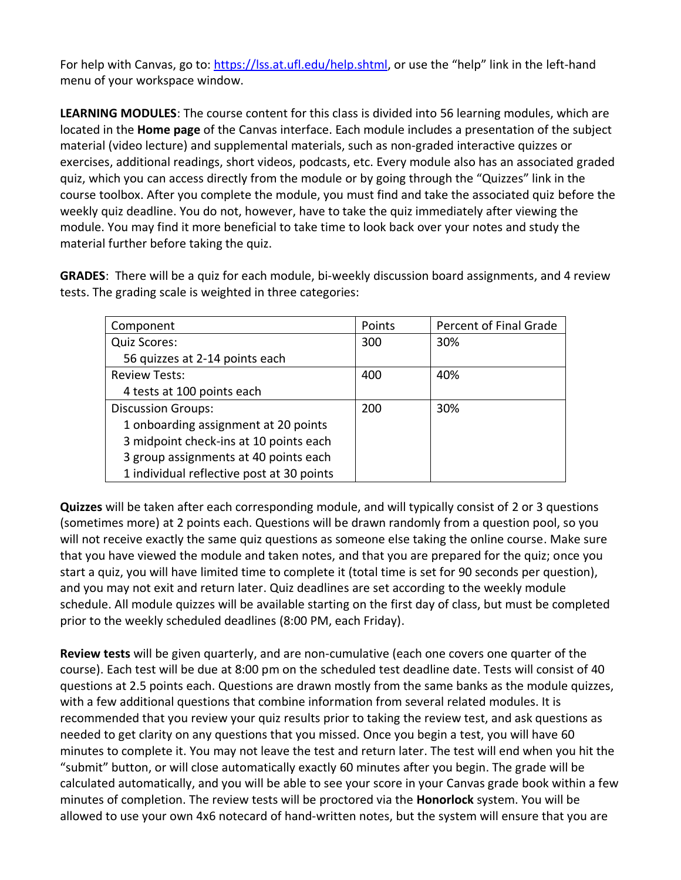For help with Canvas, go to: [https://lss.at.ufl.edu/help.shtml](https://lss.at.ufl.edu/help.shtml), or use the "help" link in the left-hand menu of your workspace window.

**LEARNING MODULES**: The course content for this class is divided into 56 learning modules, which are located in the **Home page** of the Canvas interface. Each module includes a presentation of the subject material (video lecture) and supplemental materials, such as non-graded interactive quizzes or exercises, additional readings, short videos, podcasts, etc. Every module also has an associated graded quiz, which you can access directly from the module or by going through the "Quizzes" link in the course toolbox. After you complete the module, you must find and take the associated quiz before the weekly quiz deadline. You do not, however, have to take the quiz immediately after viewing the module. You may find it more beneficial to take time to look back over your notes and study the material further before taking the quiz.

**GRADES**: There will be a quiz for each module, bi-weekly discussion board assignments, and 4 review tests. The grading scale is weighted in three categories:

| Component | Points | Percent of Final Grade |
| --- | --- | --- |
| Quiz Scores:<br>56 quizzes at 2-14 points each | 300 | 30% |
| Review Tests:<br>4 tests at 100 points each | 400 | 40% |
| Discussion Groups:<br>1 onboarding assignment at 20 points<br>3 midpoint check-ins at 10 points each<br>3 group assignments at 40 points each<br>1 individual reflective post at 30 points | 200 | 30% |

**Quizzes** will be taken after each corresponding module, and will typically consist of 2 or 3 questions (sometimes more) at 2 points each. Questions will be drawn randomly from a question pool, so you will not receive exactly the same quiz questions as someone else taking the online course. Make sure that you have viewed the module and taken notes, and that you are prepared for the quiz; once you start a quiz, you will have limited time to complete it (total time is set for 90 seconds per question), and you may not exit and return later. Quiz deadlines are set according to the weekly module schedule. All module quizzes will be available starting on the first day of class, but must be completed prior to the weekly scheduled deadlines (8:00 PM, each Friday).

**Review tests** will be given quarterly, and are non-cumulative (each one covers one quarter of the course). Each test will be due at 8:00 pm on the scheduled test deadline date. Tests will consist of 40 questions at 2.5 points each. Questions are drawn mostly from the same banks as the module quizzes, with a few additional questions that combine information from several related modules. It is recommended that you review your quiz results prior to taking the review test, and ask questions as needed to get clarity on any questions that you missed. Once you begin a test, you will have 60 minutes to complete it. You may not leave the test and return later. The test will end when you hit the "submit" button, or will close automatically exactly 60 minutes after you begin. The grade will be calculated automatically, and you will be able to see your score in your Canvas grade book within a few minutes of completion. The review tests will be proctored via the **Honorlock** system. You will be allowed to use your own 4x6 notecard of hand-written notes, but the system will ensure that you are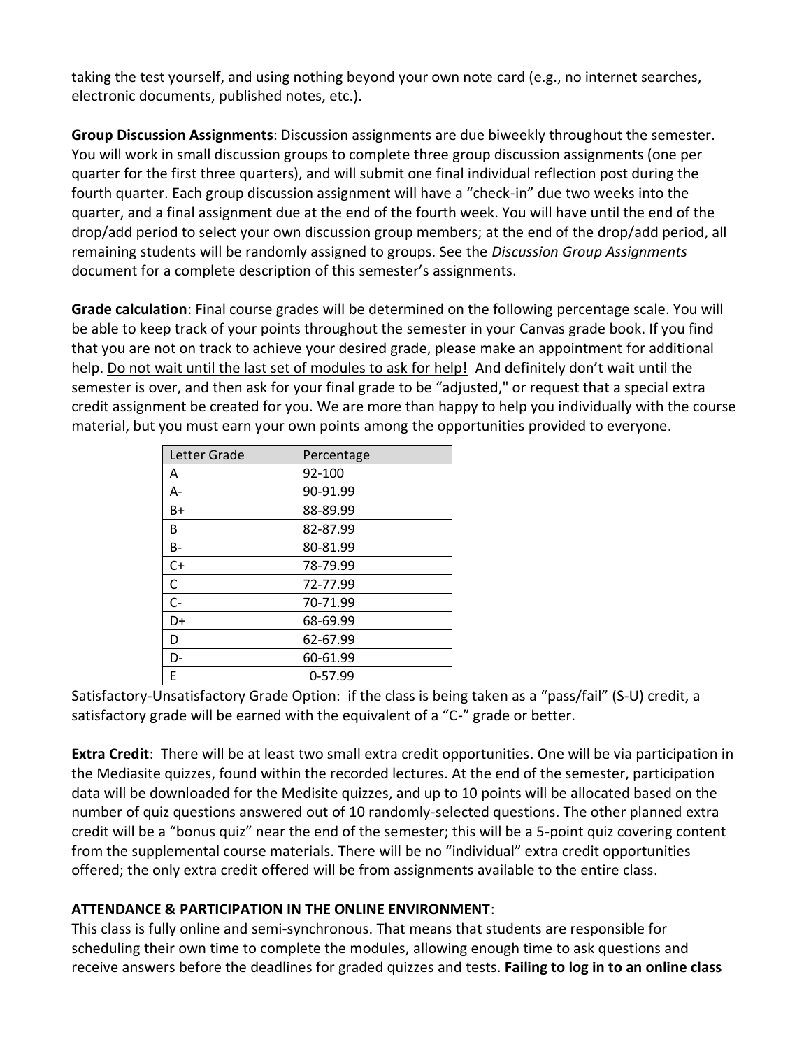taking the test yourself, and using nothing beyond your own note card (e.g., no internet searches, electronic documents, published notes, etc.).

**Group Discussion Assignments**: Discussion assignments are due biweekly throughout the semester. You will work in small discussion groups to complete three group discussion assignments (one per quarter for the first three quarters), and will submit one final individual reflection post during the fourth quarter. Each group discussion assignment will have a "check-in" due two weeks into the quarter, and a final assignment due at the end of the fourth week. You will have until the end of the drop/add period to select your own discussion group members; at the end of the drop/add period, all remaining students will be randomly assigned to groups. See the *Discussion Group Assignments* document for a complete description of this semester's assignments.

**Grade calculation**: Final course grades will be determined on the following percentage scale. You will be able to keep track of your points throughout the semester in your Canvas grade book. If you find that you are not on track to achieve your desired grade, please make an appointment for additional help. <u>Do not wait until the last set of modules to ask for help!</u> And definitely don't wait until the semester is over, and then ask for your final grade to be "adjusted," or request that a special extra credit assignment be created for you. We are more than happy to help you individually with the course material, but you must earn your own points among the opportunities provided to everyone.

| Letter Grade | Percentage |
|---|---|
| A | 92-100 |
| A- | 90-91.99 |
| B+ | 88-89.99 |
| B | 82-87.99 |
| B- | 80-81.99 |
| C+ | 78-79.99 |
| C | 72-77.99 |
| C- | 70-71.99 |
| D+ | 68-69.99 |
| D | 62-67.99 |
| D- | 60-61.99 |
| E | 0-57.99 |

Satisfactory-Unsatisfactory Grade Option: if the class is being taken as a "pass/fail" (S-U) credit, a satisfactory grade will be earned with the equivalent of a "C-" grade or better.

**Extra Credit**: There will be at least two small extra credit opportunities. One will be via participation in the Mediasite quizzes, found within the recorded lectures. At the end of the semester, participation data will be downloaded for the Medisite quizzes, and up to 10 points will be allocated based on the number of quiz questions answered out of 10 randomly-selected questions. The other planned extra credit will be a "bonus quiz" near the end of the semester; this will be a 5-point quiz covering content from the supplemental course materials. There will be no "individual" extra credit opportunities offered; the only extra credit offered will be from assignments available to the entire class.

**ATTENDANCE & PARTICIPATION IN THE ONLINE ENVIRONMENT**:

This class is fully online and semi-synchronous. That means that students are responsible for scheduling their own time to complete the modules, allowing enough time to ask questions and receive answers before the deadlines for graded quizzes and tests. **Failing to log in to an online class**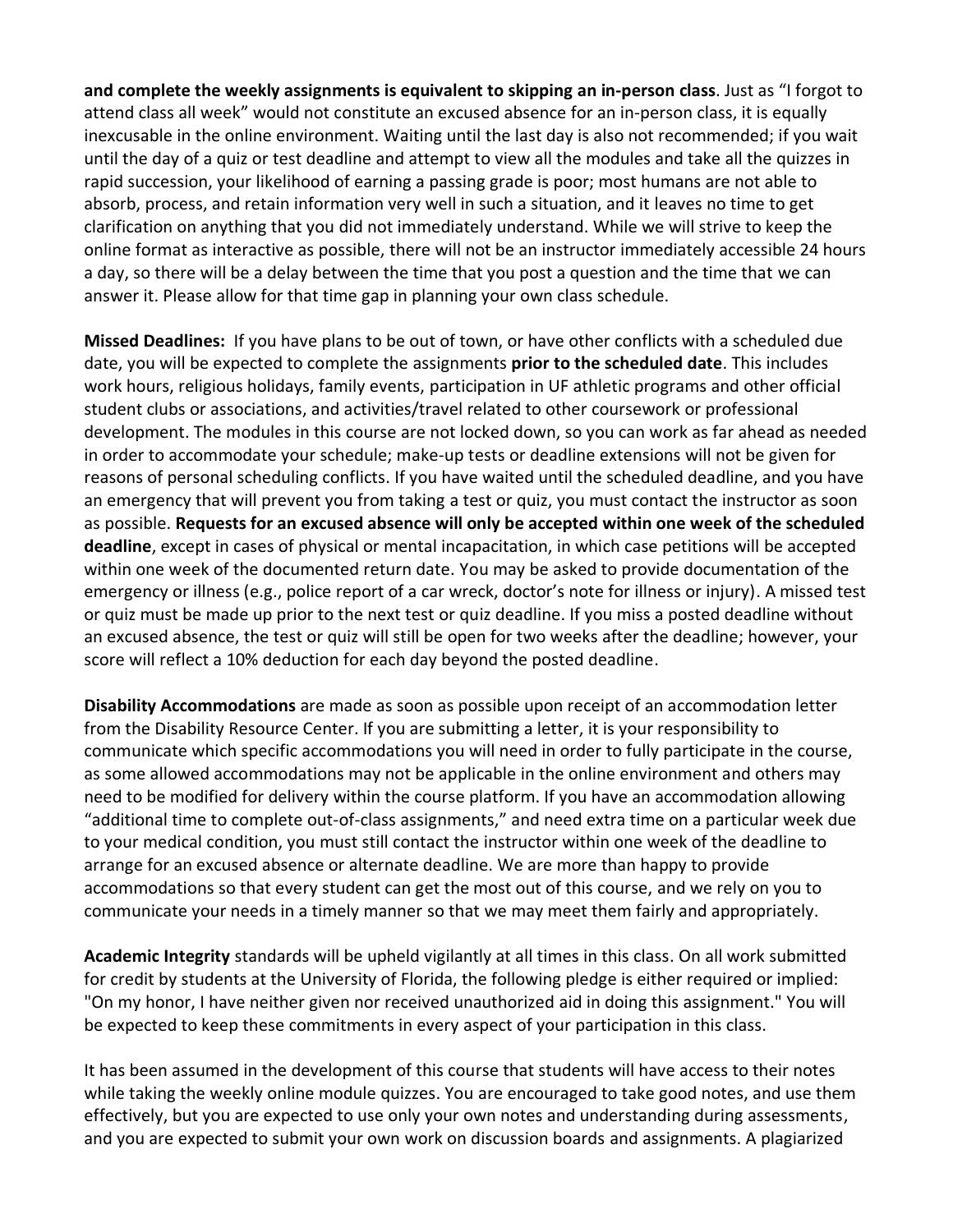**and complete the weekly assignments is equivalent to skipping an in-person class**. Just as "I forgot to attend class all week" would not constitute an excused absence for an in-person class, it is equally inexcusable in the online environment. Waiting until the last day is also not recommended; if you wait until the day of a quiz or test deadline and attempt to view all the modules and take all the quizzes in rapid succession, your likelihood of earning a passing grade is poor; most humans are not able to absorb, process, and retain information very well in such a situation, and it leaves no time to get clarification on anything that you did not immediately understand. While we will strive to keep the online format as interactive as possible, there will not be an instructor immediately accessible 24 hours a day, so there will be a delay between the time that you post a question and the time that we can answer it. Please allow for that time gap in planning your own class schedule.

**Missed Deadlines:** If you have plans to be out of town, or have other conflicts with a scheduled due date, you will be expected to complete the assignments **prior to the scheduled date**. This includes work hours, religious holidays, family events, participation in UF athletic programs and other official student clubs or associations, and activities/travel related to other coursework or professional development. The modules in this course are not locked down, so you can work as far ahead as needed in order to accommodate your schedule; make-up tests or deadline extensions will not be given for reasons of personal scheduling conflicts. If you have waited until the scheduled deadline, and you have an emergency that will prevent you from taking a test or quiz, you must contact the instructor as soon as possible. **Requests for an excused absence will only be accepted within one week of the scheduled deadline**, except in cases of physical or mental incapacitation, in which case petitions will be accepted within one week of the documented return date. You may be asked to provide documentation of the emergency or illness (e.g., police report of a car wreck, doctor's note for illness or injury). A missed test or quiz must be made up prior to the next test or quiz deadline. If you miss a posted deadline without an excused absence, the test or quiz will still be open for two weeks after the deadline; however, your score will reflect a 10% deduction for each day beyond the posted deadline.

**Disability Accommodations** are made as soon as possible upon receipt of an accommodation letter from the Disability Resource Center. If you are submitting a letter, it is your responsibility to communicate which specific accommodations you will need in order to fully participate in the course, as some allowed accommodations may not be applicable in the online environment and others may need to be modified for delivery within the course platform. If you have an accommodation allowing "additional time to complete out-of-class assignments," and need extra time on a particular week due to your medical condition, you must still contact the instructor within one week of the deadline to arrange for an excused absence or alternate deadline. We are more than happy to provide accommodations so that every student can get the most out of this course, and we rely on you to communicate your needs in a timely manner so that we may meet them fairly and appropriately.

**Academic Integrity** standards will be upheld vigilantly at all times in this class. On all work submitted for credit by students at the University of Florida, the following pledge is either required or implied: "On my honor, I have neither given nor received unauthorized aid in doing this assignment." You will be expected to keep these commitments in every aspect of your participation in this class.

It has been assumed in the development of this course that students will have access to their notes while taking the weekly online module quizzes. You are encouraged to take good notes, and use them effectively, but you are expected to use only your own notes and understanding during assessments, and you are expected to submit your own work on discussion boards and assignments. A plagiarized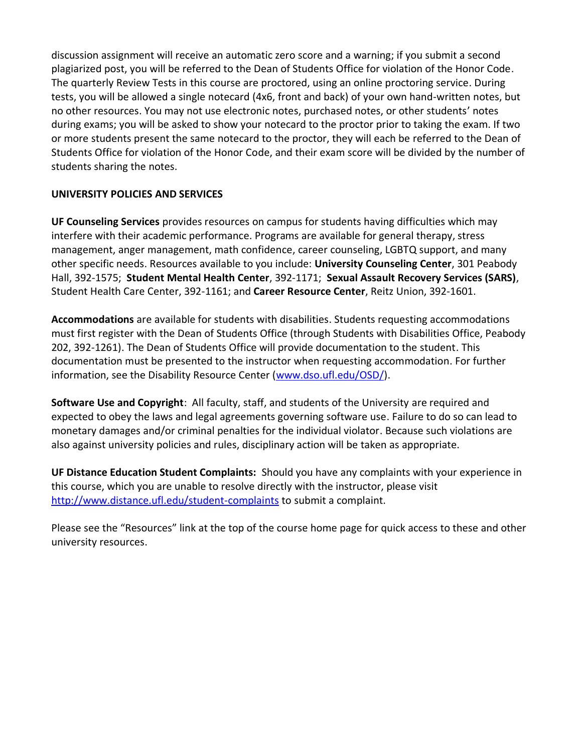discussion assignment will receive an automatic zero score and a warning; if you submit a second plagiarized post, you will be referred to the Dean of Students Office for violation of the Honor Code. The quarterly Review Tests in this course are proctored, using an online proctoring service. During tests, you will be allowed a single notecard (4x6, front and back) of your own hand-written notes, but no other resources. You may not use electronic notes, purchased notes, or other students' notes during exams; you will be asked to show your notecard to the proctor prior to taking the exam. If two or more students present the same notecard to the proctor, they will each be referred to the Dean of Students Office for violation of the Honor Code, and their exam score will be divided by the number of students sharing the notes.

**UNIVERSITY POLICIES AND SERVICES**

**UF Counseling Services** provides resources on campus for students having difficulties which may interfere with their academic performance. Programs are available for general therapy, stress management, anger management, math confidence, career counseling, LGBTQ support, and many other specific needs. Resources available to you include: **University Counseling Center**, 301 Peabody Hall, 392-1575; **Student Mental Health Center**, 392-1171; **Sexual Assault Recovery Services (SARS)**, Student Health Care Center, 392-1161; and **Career Resource Center**, Reitz Union, 392-1601.

**Accommodations** are available for students with disabilities. Students requesting accommodations must first register with the Dean of Students Office (through Students with Disabilities Office, Peabody 202, 392-1261). The Dean of Students Office will provide documentation to the student. This documentation must be presented to the instructor when requesting accommodation. For further information, see the Disability Resource Center ([www.dso.ufl.edu/OSD/](www.dso.ufl.edu/OSD/)).

**Software Use and Copyright**: All faculty, staff, and students of the University are required and expected to obey the laws and legal agreements governing software use. Failure to do so can lead to monetary damages and/or criminal penalties for the individual violator. Because such violations are also against university policies and rules, disciplinary action will be taken as appropriate.

**UF Distance Education Student Complaints:** Should you have any complaints with your experience in this course, which you are unable to resolve directly with the instructor, please visit [http://www.distance.ufl.edu/student-complaints](http://www.distance.ufl.edu/student-complaints) to submit a complaint.

Please see the "Resources" link at the top of the course home page for quick access to these and other university resources.